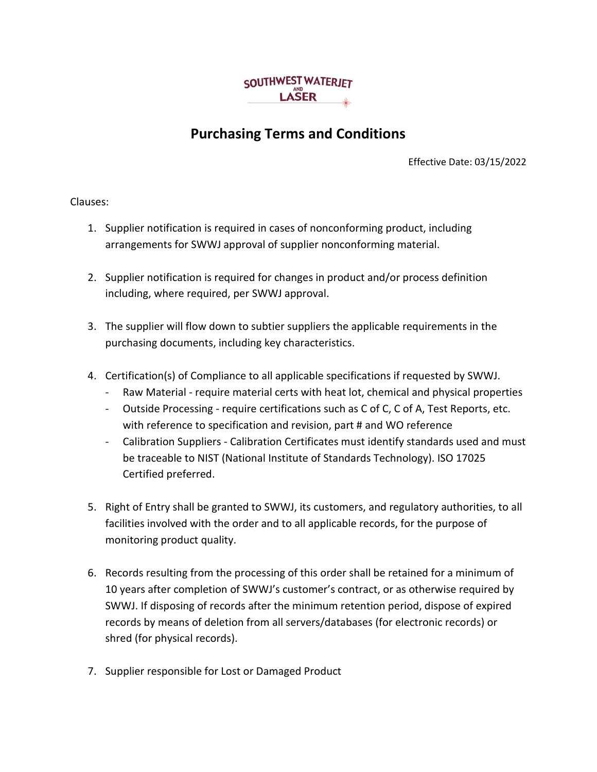SOUTHWEST WATERJET AND LASER

# Purchasing Terms and Conditions

Effective Date: 03/15/2022

Clauses:

1. Supplier notification is required in cases of nonconforming product, including arrangements for SWWJ approval of supplier nonconforming material.

2. Supplier notification is required for changes in product and/or process definition including, where required, per SWWJ approval.

3. The supplier will flow down to subtier suppliers the applicable requirements in the purchasing documents, including key characteristics.

4. Certification(s) of Compliance to all applicable specifications if requested by SWWJ.
   - Raw Material - require material certs with heat lot, chemical and physical properties
   - Outside Processing - require certifications such as C of C, C of A, Test Reports, etc. with reference to specification and revision, part # and WO reference
   - Calibration Suppliers - Calibration Certificates must identify standards used and must be traceable to NIST (National Institute of Standards Technology). ISO 17025 Certified preferred.

5. Right of Entry shall be granted to SWWJ, its customers, and regulatory authorities, to all facilities involved with the order and to all applicable records, for the purpose of monitoring product quality.

6. Records resulting from the processing of this order shall be retained for a minimum of 10 years after completion of SWWJ's customer's contract, or as otherwise required by SWWJ. If disposing of records after the minimum retention period, dispose of expired records by means of deletion from all servers/databases (for electronic records) or shred (for physical records).

7. Supplier responsible for Lost or Damaged Product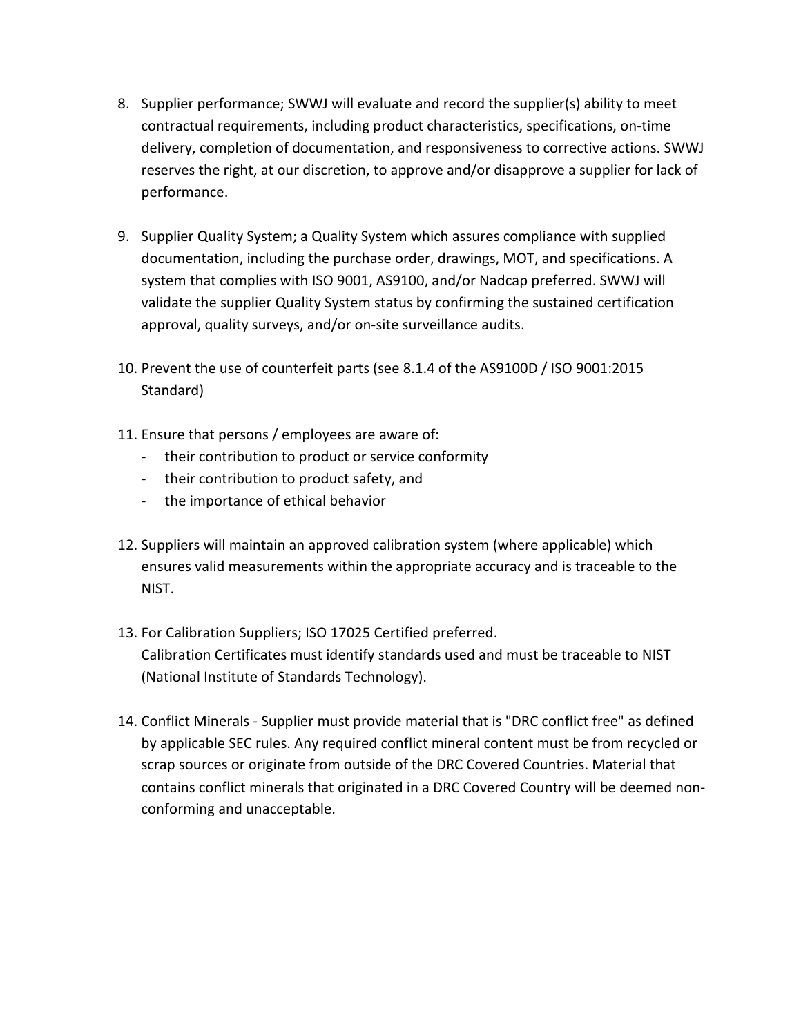8. Supplier performance; SWWJ will evaluate and record the supplier(s) ability to meet contractual requirements, including product characteristics, specifications, on-time delivery, completion of documentation, and responsiveness to corrective actions. SWWJ reserves the right, at our discretion, to approve and/or disapprove a supplier for lack of performance.

9. Supplier Quality System; a Quality System which assures compliance with supplied documentation, including the purchase order, drawings, MOT, and specifications. A system that complies with ISO 9001, AS9100, and/or Nadcap preferred. SWWJ will validate the supplier Quality System status by confirming the sustained certification approval, quality surveys, and/or on-site surveillance audits.

10. Prevent the use of counterfeit parts (see 8.1.4 of the AS9100D / ISO 9001:2015 Standard)

11. Ensure that persons / employees are aware of:
    - their contribution to product or service conformity
    - their contribution to product safety, and
    - the importance of ethical behavior

12. Suppliers will maintain an approved calibration system (where applicable) which ensures valid measurements within the appropriate accuracy and is traceable to the NIST.

13. For Calibration Suppliers; ISO 17025 Certified preferred.
    Calibration Certificates must identify standards used and must be traceable to NIST (National Institute of Standards Technology).

14. Conflict Minerals - Supplier must provide material that is "DRC conflict free" as defined by applicable SEC rules. Any required conflict mineral content must be from recycled or scrap sources or originate from outside of the DRC Covered Countries. Material that contains conflict minerals that originated in a DRC Covered Country will be deemed non-conforming and unacceptable.